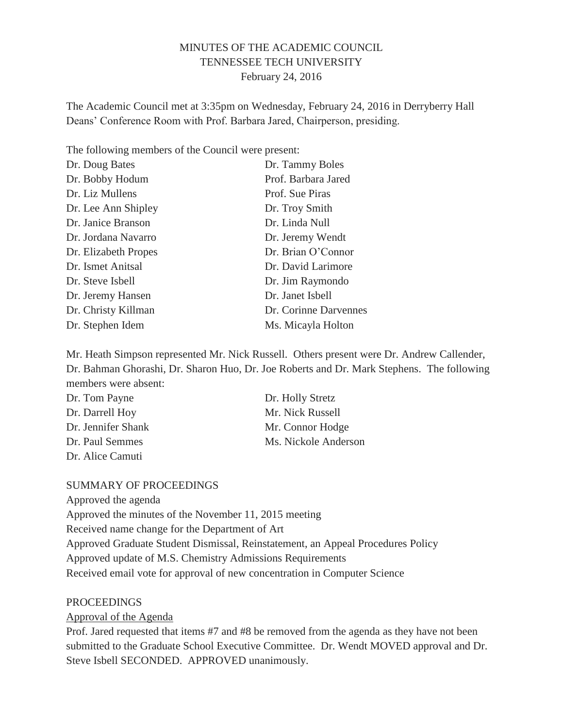# MINUTES OF THE ACADEMIC COUNCIL
## TENNESSEE TECH UNIVERSITY
### February 24, 2016

The Academic Council met at 3:35pm on Wednesday, February 24, 2016 in Derryberry Hall Deans' Conference Room with Prof. Barbara Jared, Chairperson, presiding.

The following members of the Council were present:

| | |
|---|---|
| Dr. Doug Bates | Dr. Tammy Boles |
| Dr. Bobby Hodum | Prof. Barbara Jared |
| Dr. Liz Mullens | Prof. Sue Piras |
| Dr. Lee Ann Shipley | Dr. Troy Smith |
| Dr. Janice Branson | Dr. Linda Null |
| Dr. Jordana Navarro | Dr. Jeremy Wendt |
| Dr. Elizabeth Propes | Dr. Brian O'Connor |
| Dr. Ismet Anitsal | Dr. David Larimore |
| Dr. Steve Isbell | Dr. Jim Raymondo |
| Dr. Jeremy Hansen | Dr. Janet Isbell |
| Dr. Christy Killman | Dr. Corinne Darvennes |
| Dr. Stephen Idem | Ms. Micayla Holton |

Mr. Heath Simpson represented Mr. Nick Russell. Others present were Dr. Andrew Callender, Dr. Bahman Ghorashi, Dr. Sharon Huo, Dr. Joe Roberts and Dr. Mark Stephens. The following members were absent:

| | |
|---|---|
| Dr. Tom Payne | Dr. Holly Stretz |
| Dr. Darrell Hoy | Mr. Nick Russell |
| Dr. Jennifer Shank | Mr. Connor Hodge |
| Dr. Paul Semmes | Ms. Nickole Anderson |
| Dr. Alice Camuti | |

SUMMARY OF PROCEEDINGS

Approved the agenda
Approved the minutes of the November 11, 2015 meeting
Received name change for the Department of Art
Approved Graduate Student Dismissal, Reinstatement, an Appeal Procedures Policy
Approved update of M.S. Chemistry Admissions Requirements
Received email vote for approval of new concentration in Computer Science

PROCEEDINGS

Approval of the Agenda

Prof. Jared requested that items #7 and #8 be removed from the agenda as they have not been submitted to the Graduate School Executive Committee. Dr. Wendt MOVED approval and Dr. Steve Isbell SECONDED. APPROVED unanimously.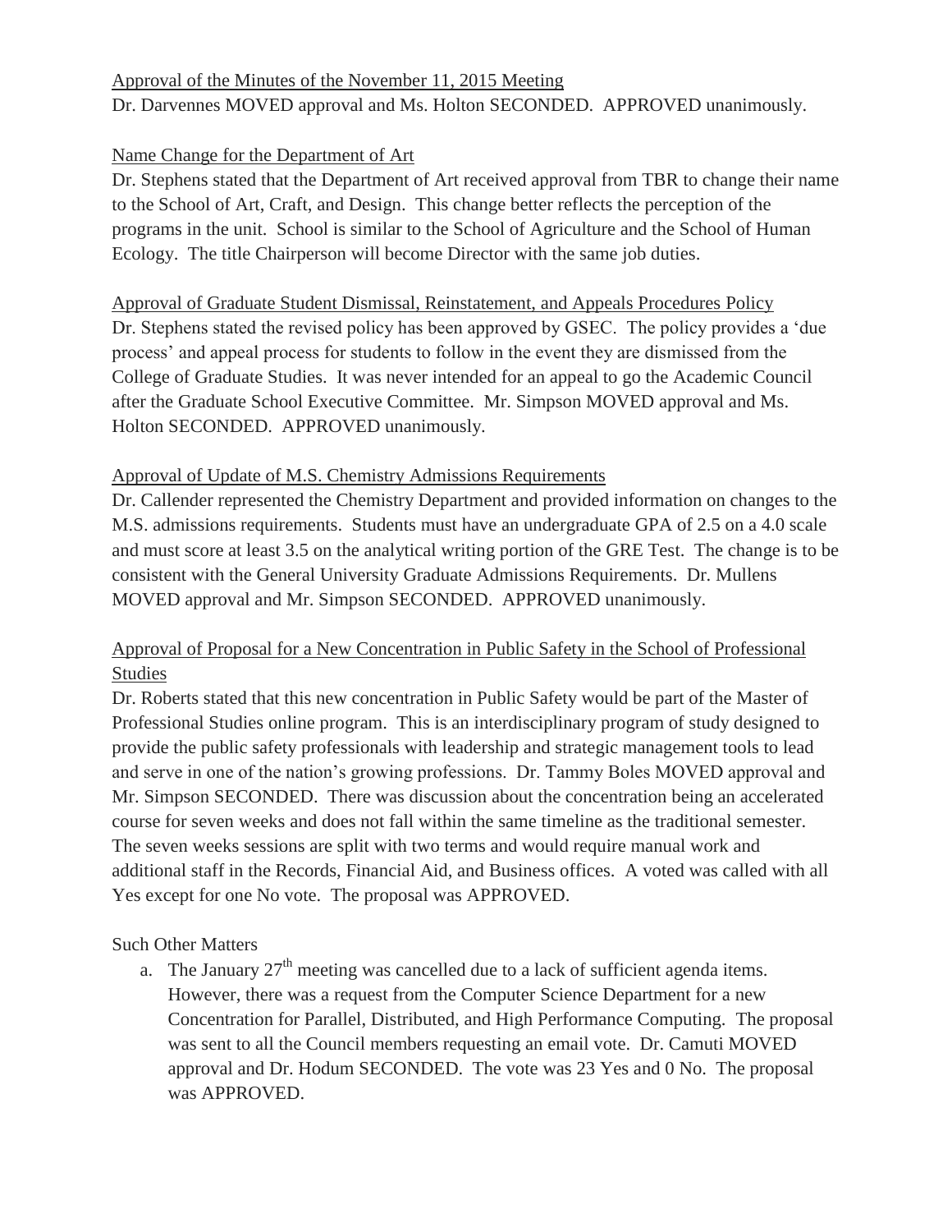Approval of the Minutes of the November 11, 2015 Meeting

Dr. Darvennes MOVED approval and Ms. Holton SECONDED. APPROVED unanimously.

Name Change for the Department of Art

Dr. Stephens stated that the Department of Art received approval from TBR to change their name to the School of Art, Craft, and Design. This change better reflects the perception of the programs in the unit. School is similar to the School of Agriculture and the School of Human Ecology. The title Chairperson will become Director with the same job duties.

Approval of Graduate Student Dismissal, Reinstatement, and Appeals Procedures Policy

Dr. Stephens stated the revised policy has been approved by GSEC. The policy provides a 'due process' and appeal process for students to follow in the event they are dismissed from the College of Graduate Studies. It was never intended for an appeal to go the Academic Council after the Graduate School Executive Committee. Mr. Simpson MOVED approval and Ms. Holton SECONDED. APPROVED unanimously.

Approval of Update of M.S. Chemistry Admissions Requirements

Dr. Callender represented the Chemistry Department and provided information on changes to the M.S. admissions requirements. Students must have an undergraduate GPA of 2.5 on a 4.0 scale and must score at least 3.5 on the analytical writing portion of the GRE Test. The change is to be consistent with the General University Graduate Admissions Requirements. Dr. Mullens MOVED approval and Mr. Simpson SECONDED. APPROVED unanimously.

Approval of Proposal for a New Concentration in Public Safety in the School of Professional Studies

Dr. Roberts stated that this new concentration in Public Safety would be part of the Master of Professional Studies online program. This is an interdisciplinary program of study designed to provide the public safety professionals with leadership and strategic management tools to lead and serve in one of the nation's growing professions. Dr. Tammy Boles MOVED approval and Mr. Simpson SECONDED. There was discussion about the concentration being an accelerated course for seven weeks and does not fall within the same timeline as the traditional semester. The seven weeks sessions are split with two terms and would require manual work and additional staff in the Records, Financial Aid, and Business offices. A voted was called with all Yes except for one No vote. The proposal was APPROVED.

Such Other Matters

a. The January 27th meeting was cancelled due to a lack of sufficient agenda items. However, there was a request from the Computer Science Department for a new Concentration for Parallel, Distributed, and High Performance Computing. The proposal was sent to all the Council members requesting an email vote. Dr. Camuti MOVED approval and Dr. Hodum SECONDED. The vote was 23 Yes and 0 No. The proposal was APPROVED.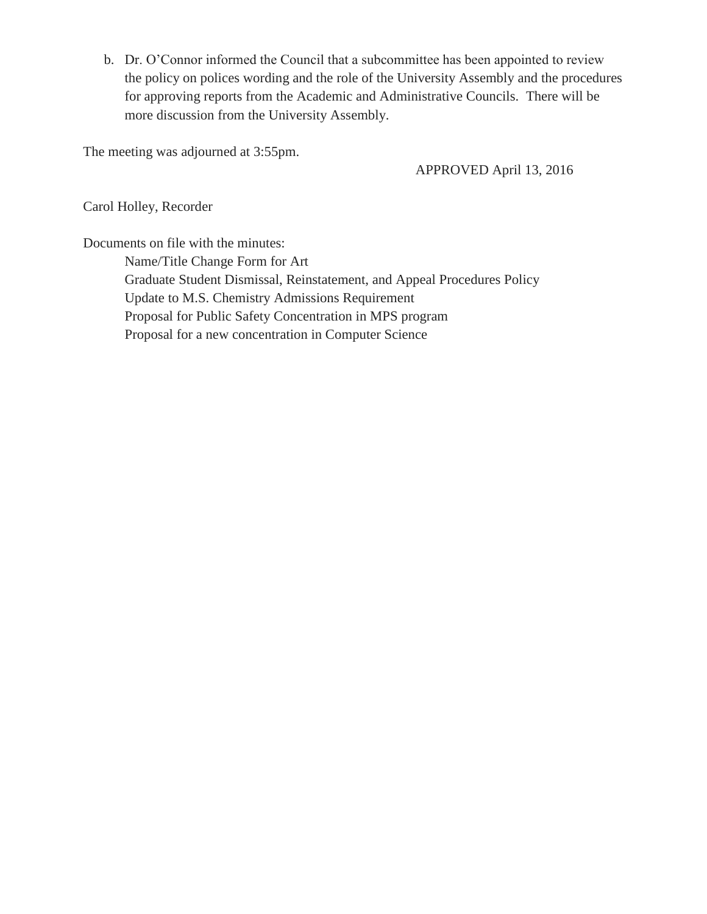b. Dr. O'Connor informed the Council that a subcommittee has been appointed to review the policy on polices wording and the role of the University Assembly and the procedures for approving reports from the Academic and Administrative Councils. There will be more discussion from the University Assembly.

The meeting was adjourned at 3:55pm.

APPROVED April 13, 2016

Carol Holley, Recorder

Documents on file with the minutes:

Name/Title Change Form for Art
Graduate Student Dismissal, Reinstatement, and Appeal Procedures Policy
Update to M.S. Chemistry Admissions Requirement
Proposal for Public Safety Concentration in MPS program
Proposal for a new concentration in Computer Science